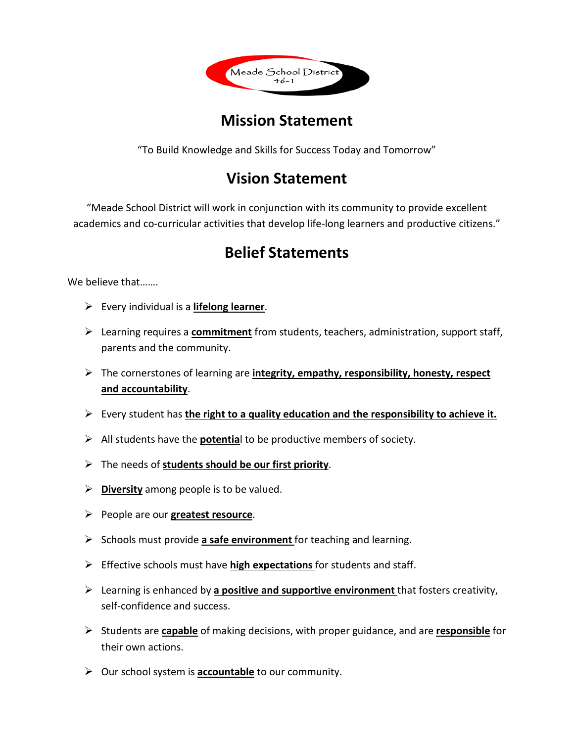Meade School District 46-1

# Mission Statement

"To Build Knowledge and Skills for Success Today and Tomorrow"

# Vision Statement

"Meade School District will work in conjunction with its community to provide excellent academics and co-curricular activities that develop life-long learners and productive citizens."

# Belief Statements

We believe that…….

- Every individual is a **lifelong learner**.
- Learning requires a **commitment** from students, teachers, administration, support staff, parents and the community.
- The cornerstones of learning are **integrity, empathy, responsibility, honesty, respect and accountability**.
- Every student has **the right to a quality education and the responsibility to achieve it.**
- All students have the **potential** to be productive members of society.
- The needs of **students should be our first priority**.
- **Diversity** among people is to be valued.
- People are our **greatest resource**.
- Schools must provide **a safe environment** for teaching and learning.
- Effective schools must have **high expectations** for students and staff.
- Learning is enhanced by **a positive and supportive environment** that fosters creativity, self-confidence and success.
- Students are **capable** of making decisions, with proper guidance, and are **responsible** for their own actions.
- Our school system is **accountable** to our community.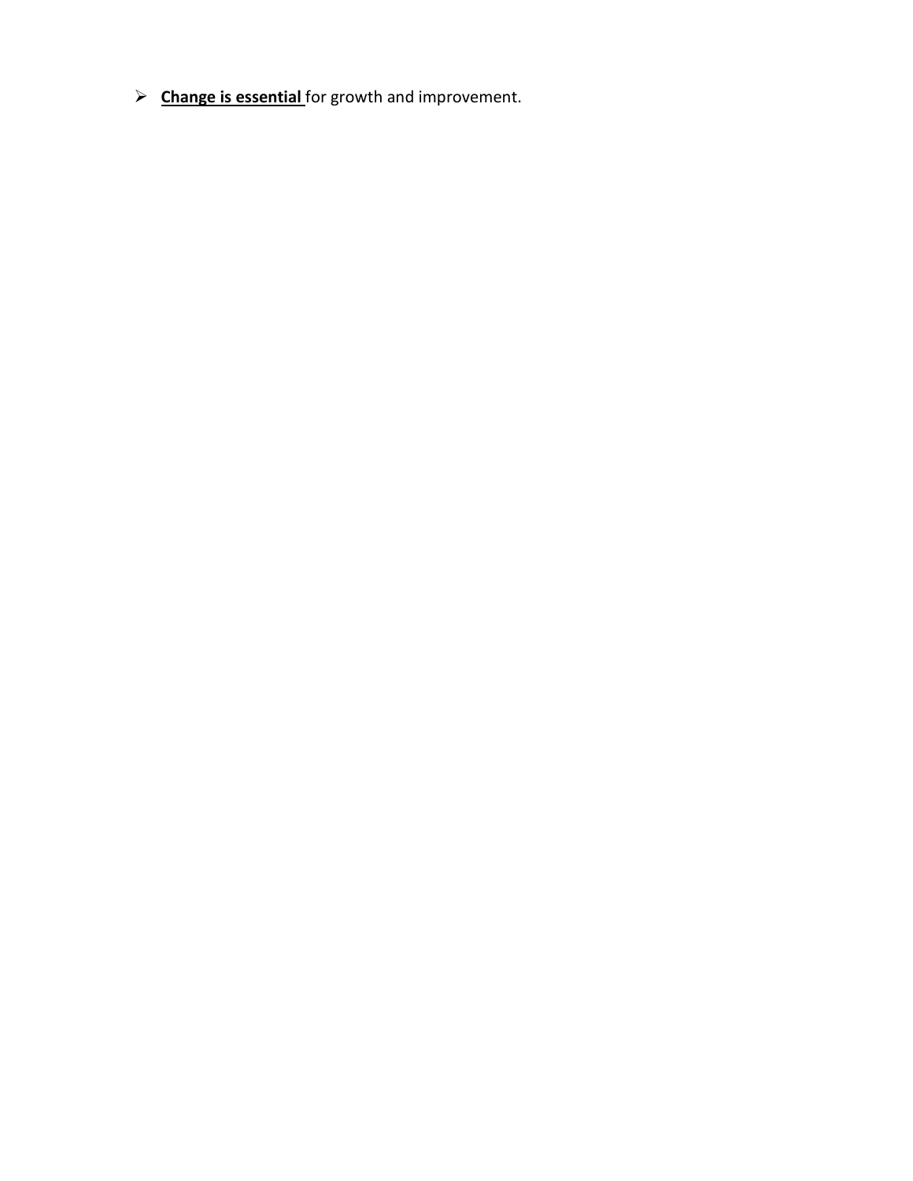- **<u>Change is essential</u>** for growth and improvement.